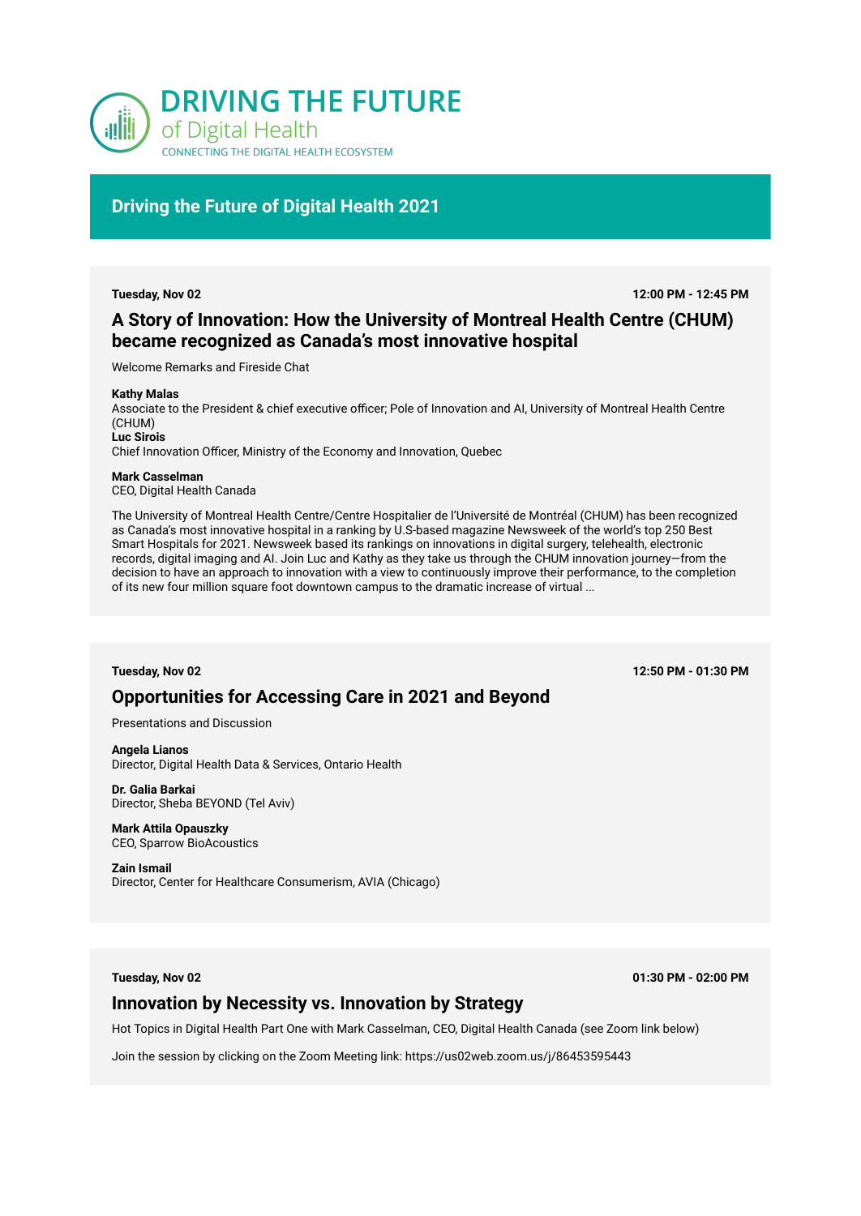# DRIVING THE FUTURE of Digital Health

CONNECTING THE DIGITAL HEALTH ECOSYSTEM

## Driving the Future of Digital Health 2021

**Tuesday, Nov 02** **12:00 PM - 12:45 PM**

### A Story of Innovation: How the University of Montreal Health Centre (CHUM) became recognized as Canada's most innovative hospital

Welcome Remarks and Fireside Chat

**Kathy Malas**
Associate to the President & chief executive officer; Pole of Innovation and AI, University of Montreal Health Centre (CHUM)
**Luc Sirois**
Chief Innovation Officer, Ministry of the Economy and Innovation, Quebec

**Mark Casselman**
CEO, Digital Health Canada

The University of Montreal Health Centre/Centre Hospitalier de l'Université de Montréal (CHUM) has been recognized as Canada's most innovative hospital in a ranking by U.S-based magazine Newsweek of the world's top 250 Best Smart Hospitals for 2021. Newsweek based its rankings on innovations in digital surgery, telehealth, electronic records, digital imaging and AI. Join Luc and Kathy as they take us through the CHUM innovation journey—from the decision to have an approach to innovation with a view to continuously improve their performance, to the completion of its new four million square foot downtown campus to the dramatic increase of virtual ...

**Tuesday, Nov 02** **12:50 PM - 01:30 PM**

### Opportunities for Accessing Care in 2021 and Beyond

Presentations and Discussion

**Angela Lianos**
Director, Digital Health Data & Services, Ontario Health

**Dr. Galia Barkai**
Director, Sheba BEYOND (Tel Aviv)

**Mark Attila Opauszky**
CEO, Sparrow BioAcoustics

**Zain Ismail**
Director, Center for Healthcare Consumerism, AVIA (Chicago)

**Tuesday, Nov 02** **01:30 PM - 02:00 PM**

### Innovation by Necessity vs. Innovation by Strategy

Hot Topics in Digital Health Part One with Mark Casselman, CEO, Digital Health Canada (see Zoom link below)

Join the session by clicking on the Zoom Meeting link: https://us02web.zoom.us/j/86453595443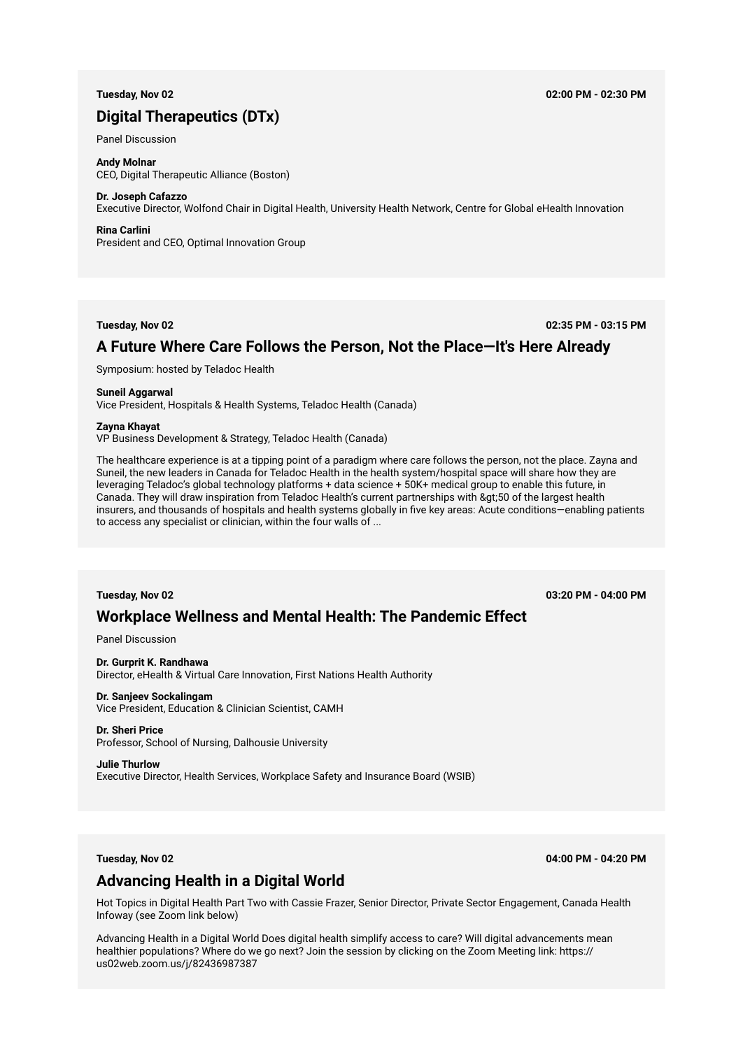**Tuesday, Nov 02** **02:00 PM - 02:30 PM**

## Digital Therapeutics (DTx)

Panel Discussion

**Andy Molnar**
CEO, Digital Therapeutic Alliance (Boston)

**Dr. Joseph Cafazzo**
Executive Director, Wolfond Chair in Digital Health, University Health Network, Centre for Global eHealth Innovation

**Rina Carlini**
President and CEO, Optimal Innovation Group

**Tuesday, Nov 02** **02:35 PM - 03:15 PM**

## A Future Where Care Follows the Person, Not the Place—It's Here Already

Symposium: hosted by Teladoc Health

**Suneil Aggarwal**
Vice President, Hospitals & Health Systems, Teladoc Health (Canada)

**Zayna Khayat**
VP Business Development & Strategy, Teladoc Health (Canada)

The healthcare experience is at a tipping point of a paradigm where care follows the person, not the place. Zayna and Suneil, the new leaders in Canada for Teladoc Health in the health system/hospital space will share how they are leveraging Teladoc's global technology platforms + data science + 50K+ medical group to enable this future, in Canada. They will draw inspiration from Teladoc Health's current partnerships with &gt;50 of the largest health insurers, and thousands of hospitals and health systems globally in five key areas: Acute conditions—enabling patients to access any specialist or clinician, within the four walls of ...

**Tuesday, Nov 02** **03:20 PM - 04:00 PM**

## Workplace Wellness and Mental Health: The Pandemic Effect

Panel Discussion

**Dr. Gurprit K. Randhawa**
Director, eHealth & Virtual Care Innovation, First Nations Health Authority

**Dr. Sanjeev Sockalingam**
Vice President, Education & Clinician Scientist, CAMH

**Dr. Sheri Price**
Professor, School of Nursing, Dalhousie University

**Julie Thurlow**
Executive Director, Health Services, Workplace Safety and Insurance Board (WSIB)

**Tuesday, Nov 02** **04:00 PM - 04:20 PM**

## Advancing Health in a Digital World

Hot Topics in Digital Health Part Two with Cassie Frazer, Senior Director, Private Sector Engagement, Canada Health Infoway (see Zoom link below)

Advancing Health in a Digital World Does digital health simplify access to care? Will digital advancements mean healthier populations? Where do we go next? Join the session by clicking on the Zoom Meeting link: https://us02web.zoom.us/j/82436987387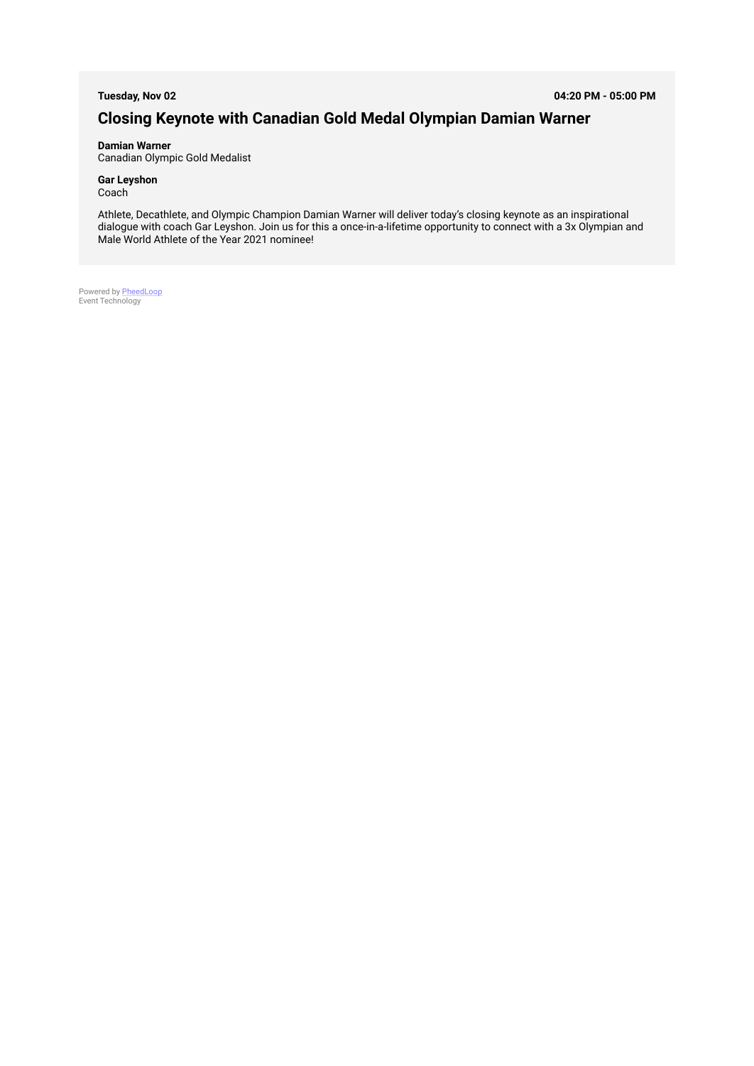**Tuesday, Nov 02** **04:20 PM - 05:00 PM**

## Closing Keynote with Canadian Gold Medal Olympian Damian Warner

**Damian Warner**
Canadian Olympic Gold Medalist

**Gar Leyshon**
Coach

Athlete, Decathlete, and Olympic Champion Damian Warner will deliver today's closing keynote as an inspirational dialogue with coach Gar Leyshon. Join us for this a once-in-a-lifetime opportunity to connect with a 3x Olympian and Male World Athlete of the Year 2021 nominee!

Powered by PheedLoop
Event Technology